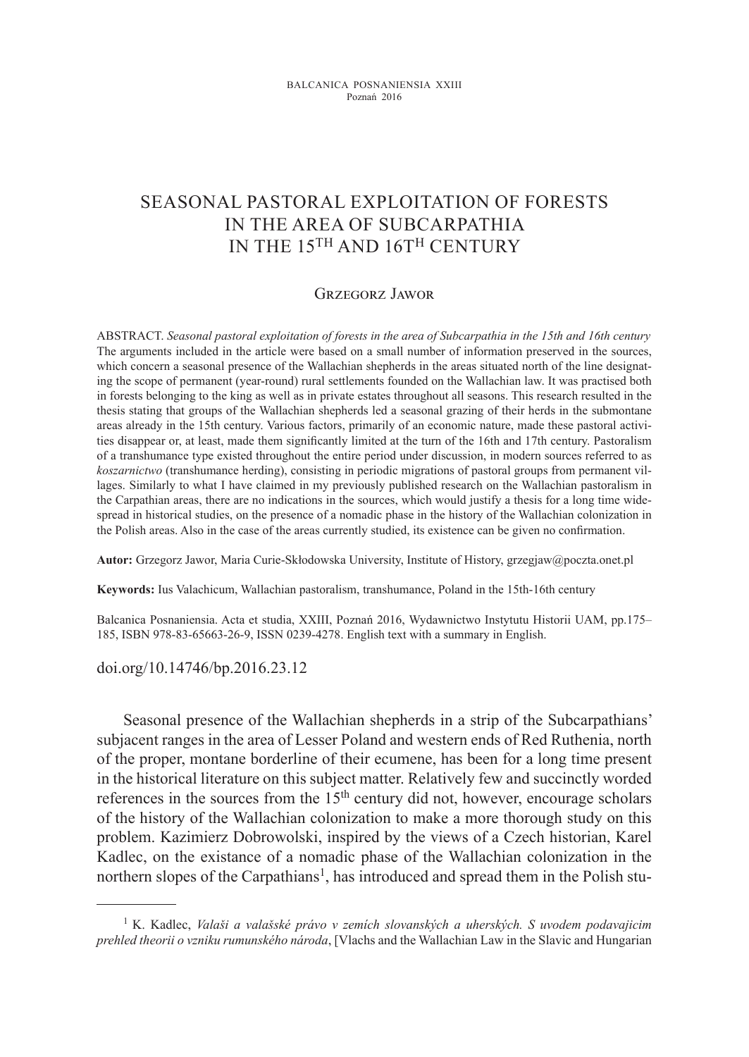# SEASONAL PASTORAL EXPLOITATION OF FORESTS IN THE AREA OF SUBCARPATHIA IN THE 15TH AND 16TH CENTURY

## Grzegorz Jawor

ABSTRACT. *Seasonal pastoral exploitation of forests in the area of Subcarpathia in the 15th and 16th century* The arguments included in the article were based on a small number of information preserved in the sources, which concern a seasonal presence of the Wallachian shepherds in the areas situated north of the line designating the scope of permanent (year-round) rural settlements founded on the Wallachian law. It was practised both in forests belonging to the king as well as in private estates throughout all seasons. This research resulted in the thesis stating that groups of the Wallachian shepherds led a seasonal grazing of their herds in the submontane areas already in the 15th century. Various factors, primarily of an economic nature, made these pastoral activities disappear or, at least, made them significantly limited at the turn of the 16th and 17th century. Pastoralism of a transhumance type existed throughout the entire period under discussion, in modern sources referred to as *koszarnictwo* (transhumance herding), consisting in periodic migrations of pastoral groups from permanent villages. Similarly to what I have claimed in my previously published research on the Wallachian pastoralism in the Carpathian areas, there are no indications in the sources, which would justify a thesis for a long time widespread in historical studies, on the presence of a nomadic phase in the history of the Wallachian colonization in the Polish areas. Also in the case of the areas currently studied, its existence can be given no confirmation.

**Autor:** Grzegorz Jawor, Maria Curie-Skłodowska University, Institute of History, grzegjaw@poczta.onet.pl

**Keywords:** Ius Valachicum, Wallachian pastoralism, transhumance, Poland in the 15th-16th century

Balcanica Posnaniensia. Acta et studia, XXIII, Poznań 2016, Wydawnictwo Instytutu Historii UAM, pp.175–185, ISBN 978-83-65663-26-9, ISSN 0239-4278. English text with a summary in English.

doi.org/10.14746/bp.2016.23.12

Seasonal presence of the Wallachian shepherds in a strip of the Subcarpathians' subjacent ranges in the area of Lesser Poland and western ends of Red Ruthenia, north of the proper, montane borderline of their ecumene, has been for a long time present in the historical literature on this subject matter. Relatively few and succinctly worded references in the sources from the 15th century did not, however, encourage scholars of the history of the Wallachian colonization to make a more thorough study on this problem. Kazimierz Dobrowolski, inspired by the views of a Czech historian, Karel Kadlec, on the existance of a nomadic phase of the Wallachian colonization in the northern slopes of the Carpathians[1], has introduced and spread them in the Polish stu-

[1] K. Kadlec, *Valaši a valašské právo v zemích slovanských a uherských. S uvodem podavajicim prehled theorii o vzniku rumunského národa*, [Vlachs and the Wallachian Law in the Slavic and Hungarian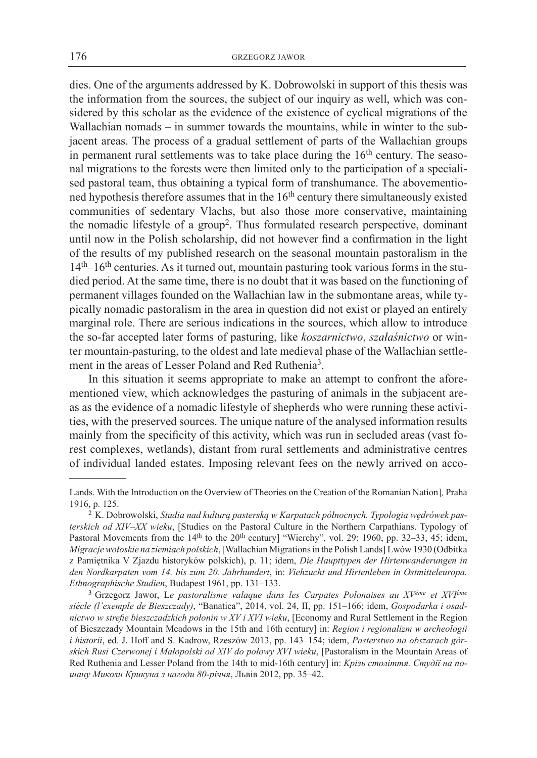dies. One of the arguments addressed by K. Dobrowolski in support of this thesis was the information from the sources, the subject of our inquiry as well, which was considered by this scholar as the evidence of the existence of cyclical migrations of the Wallachian nomads – in summer towards the mountains, while in winter to the subjacent areas. The process of a gradual settlement of parts of the Wallachian groups in permanent rural settlements was to take place during the 16th century. The seasonal migrations to the forests were then limited only to the participation of a specialised pastoral team, thus obtaining a typical form of transhumance. The abovementioned hypothesis therefore assumes that in the 16th century there simultaneously existed communities of sedentary Vlachs, but also those more conservative, maintaining the nomadic lifestyle of a group[2]. Thus formulated research perspective, dominant until now in the Polish scholarship, did not however find a confirmation in the light of the results of my published research on the seasonal mountain pastoralism in the 14th–16th centuries. As it turned out, mountain pasturing took various forms in the studied period. At the same time, there is no doubt that it was based on the functioning of permanent villages founded on the Wallachian law in the submontane areas, while typically nomadic pastoralism in the area in question did not exist or played an entirely marginal role. There are serious indications in the sources, which allow to introduce the so-far accepted later forms of pasturing, like *koszarnictwo*, *szałaśnictwo* or winter mountain-pasturing, to the oldest and late medieval phase of the Wallachian settlement in the areas of Lesser Poland and Red Ruthenia[3].

In this situation it seems appropriate to make an attempt to confront the aforementioned view, which acknowledges the pasturing of animals in the subjacent areas as the evidence of a nomadic lifestyle of shepherds who were running these activities, with the preserved sources. The unique nature of the analysed information results mainly from the specificity of this activity, which was run in secluded areas (vast forest complexes, wetlands), distant from rural settlements and administrative centres of individual landed estates. Imposing relevant fees on the newly arrived on acco-

---

Lands. With the Introduction on the Overview of Theories on the Creation of the Romanian Nation]*,* Praha 1916, p. 125.

[2] K. Dobrowolski, *Studia nad kulturą pasterską w Karpatach północnych. Typologia wędrówek pasterskich od XIV–XX wieku*, [Studies on the Pastoral Culture in the Northern Carpathians. Typology of Pastoral Movements from the 14th to the 20th century] "Wierchy", vol. 29: 1960, pp. 32–33, 45; idem, *Migracje wołoskie na ziemiach polskich*, [Wallachian Migrations in the Polish Lands] Lwów 1930 (Odbitka z Pamiętnika V Zjazdu historyków polskich), p. 11; idem, *Die Haupttypen der Hirtenwanderungen in den Nordkarpaten vom 14. bis zum 20. Jahrhundert*, in: *Viehzucht und Hirtenleben in Ostmitteleuropa. Ethnographische Studien*, Budapest 1961, pp. 131–133.

[3] Grzegorz Jawor, L*e pastoralisme valaque dans les Carpates Polonaises au XVème et XVIème siècle (l'exemple de Bieszczady)*, "Banatica", 2014, vol. 24, II, pp. 151–166; idem, *Gospodarka i osadnictwo w strefie bieszczadzkich połonin w XV i XVI wieku*, [Economy and Rural Settlement in the Region of Bieszczady Mountain Meadows in the 15th and 16th century] in: *Region i regionalizm w archeologii i historii*, ed. J. Hoff and S. Kadrow, Rzeszów 2013, pp. 143–154; idem, *Pasterstwo na obszarach górskich Rusi Czerwonej i Małopolski od XIV do połowy XVI wieku*, [Pastoralism in the Mountain Areas of Red Ruthenia and Lesser Poland from the 14th to mid-16th century] in: *Крізь століття. Студії на пошану Миколи Крикуна з нагоди 80-річчя*, Львів 2012, pp. 35–42.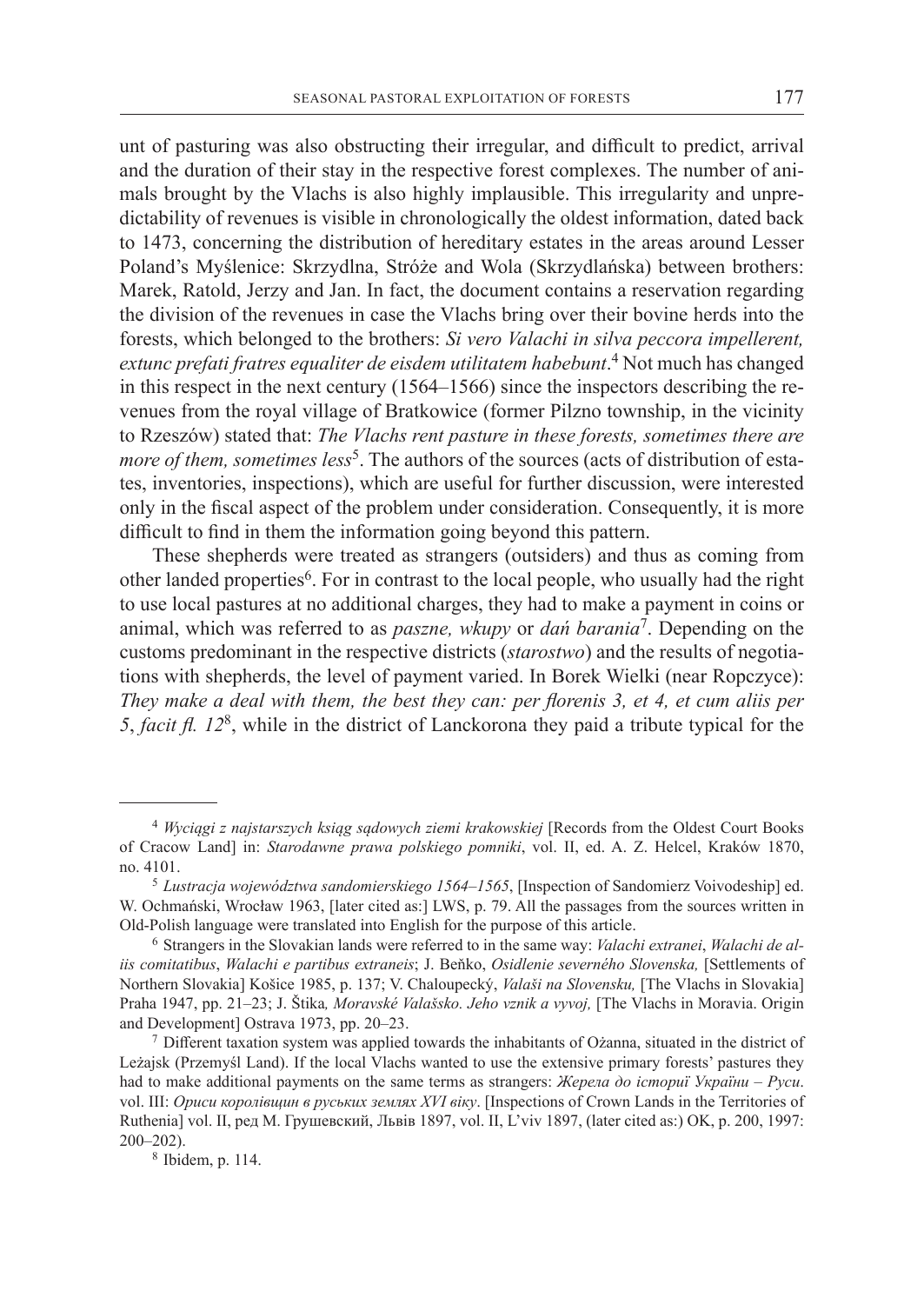unt of pasturing was also obstructing their irregular, and difficult to predict, arrival and the duration of their stay in the respective forest complexes. The number of animals brought by the Vlachs is also highly implausible. This irregularity and unpredictability of revenues is visible in chronologically the oldest information, dated back to 1473, concerning the distribution of hereditary estates in the areas around Lesser Poland's Myślenice: Skrzydlna, Stróże and Wola (Skrzydlańska) between brothers: Marek, Ratold, Jerzy and Jan. In fact, the document contains a reservation regarding the division of the revenues in case the Vlachs bring over their bovine herds into the forests, which belonged to the brothers: *Si vero Valachi in silva peccora impellerent, extunc prefati fratres equaliter de eisdem utilitatem habebunt*.[4] Not much has changed in this respect in the next century (1564–1566) since the inspectors describing the revenues from the royal village of Bratkowice (former Pilzno township, in the vicinity to Rzeszów) stated that: *The Vlachs rent pasture in these forests, sometimes there are more of them, sometimes less*[5]. The authors of the sources (acts of distribution of estates, inventories, inspections), which are useful for further discussion, were interested only in the fiscal aspect of the problem under consideration. Consequently, it is more difficult to find in them the information going beyond this pattern.

These shepherds were treated as strangers (outsiders) and thus as coming from other landed properties[6]. For in contrast to the local people, who usually had the right to use local pastures at no additional charges, they had to make a payment in coins or animal, which was referred to as *paszne, wkupy* or *dań barania*[7]. Depending on the customs predominant in the respective districts (*starostwo*) and the results of negotiations with shepherds, the level of payment varied. In Borek Wielki (near Ropczyce): *They make a deal with them, the best they can: per florenis 3, et 4, et cum aliis per 5*, *facit fl. 12*[8], while in the district of Lanckorona they paid a tribute typical for the

---

[4] *Wyciągi z najstarszych ksiąg sądowych ziemi krakowskiej* [Records from the Oldest Court Books of Cracow Land] in: *Starodawne prawa polskiego pomniki*, vol. II, ed. A. Z. Helcel, Kraków 1870, no. 4101.

[5] *Lustracja województwa sandomierskiego 1564–1565*, [Inspection of Sandomierz Voivodeship] ed. W. Ochmański, Wrocław 1963, [later cited as:] LWS, p. 79. All the passages from the sources written in Old-Polish language were translated into English for the purpose of this article.

[6] Strangers in the Slovakian lands were referred to in the same way: *Valachi extranei*, *Walachi de aliis comitatibus*, *Walachi e partibus extraneis*; J. Beňko, *Osidlenie severného Slovenska,* [Settlements of Northern Slovakia] Košice 1985, p. 137; V. Chaloupecký, *Valaši na Slovensku,* [The Vlachs in Slovakia] Praha 1947, pp. 21–23; J. Štika*, Moravské Valašsko. Jeho vznik a vyvoj,* [The Vlachs in Moravia. Origin and Development] Ostrava 1973, pp. 20–23.

[7] Different taxation system was applied towards the inhabitants of Ożanna, situated in the district of Leżajsk (Przemyśl Land). If the local Vlachs wanted to use the extensive primary forests' pastures they had to make additional payments on the same terms as strangers: *Жерела до історії України – Руси*. vol. III: *Ориси королівщин в руських землях XVI віку*. [Inspections of Crown Lands in the Territories of Ruthenia] vol. II, ред М. Грушевский, Львів 1897, vol. II, L'viv 1897, (later cited as:) OK, p. 200, 1997: 200–202).

[8] Ibidem, p. 114.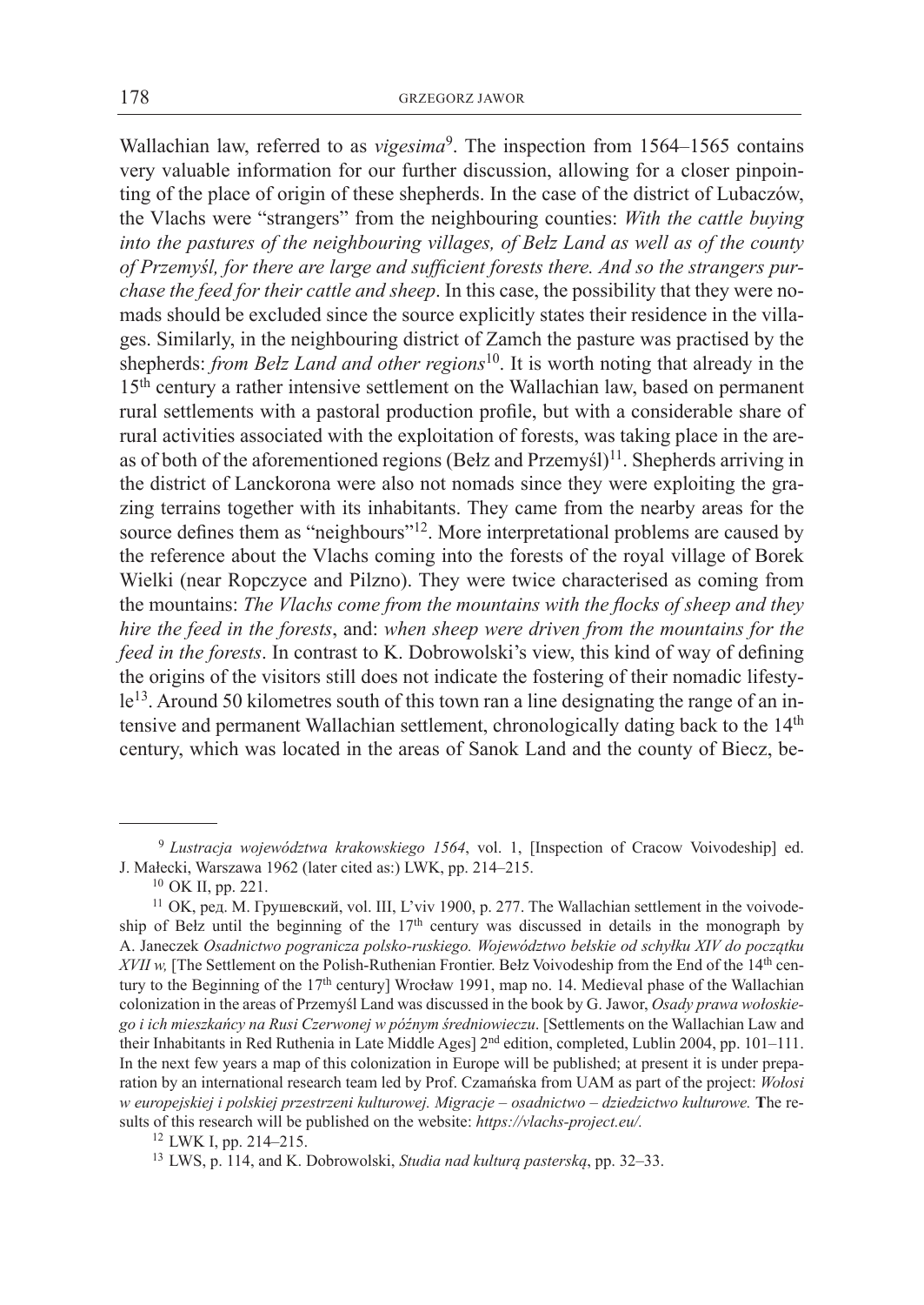Wallachian law, referred to as *vigesima*[9]. The inspection from 1564–1565 contains very valuable information for our further discussion, allowing for a closer pinpointing of the place of origin of these shepherds. In the case of the district of Lubaczów, the Vlachs were "strangers" from the neighbouring counties: *With the cattle buying into the pastures of the neighbouring villages, of Bełz Land as well as of the county of Przemyśl, for there are large and sufficient forests there. And so the strangers purchase the feed for their cattle and sheep*. In this case, the possibility that they were nomads should be excluded since the source explicitly states their residence in the villages. Similarly, in the neighbouring district of Zamch the pasture was practised by the shepherds: *from Bełz Land and other regions*[10]. It is worth noting that already in the 15th century a rather intensive settlement on the Wallachian law, based on permanent rural settlements with a pastoral production profile, but with a considerable share of rural activities associated with the exploitation of forests, was taking place in the areas of both of the aforementioned regions (Bełz and Przemyśl)[11]. Shepherds arriving in the district of Lanckorona were also not nomads since they were exploiting the grazing terrains together with its inhabitants. They came from the nearby areas for the source defines them as "neighbours"[12]. More interpretational problems are caused by the reference about the Vlachs coming into the forests of the royal village of Borek Wielki (near Ropczyce and Pilzno). They were twice characterised as coming from the mountains: *The Vlachs come from the mountains with the flocks of sheep and they hire the feed in the forests*, and: *when sheep were driven from the mountains for the feed in the forests*. In contrast to K. Dobrowolski's view, this kind of way of defining the origins of the visitors still does not indicate the fostering of their nomadic lifestyle[13]. Around 50 kilometres south of this town ran a line designating the range of an intensive and permanent Wallachian settlement, chronologically dating back to the 14th century, which was located in the areas of Sanok Land and the county of Biecz, be-

---

[9] *Lustracja województwa krakowskiego 1564*, vol. 1, [Inspection of Cracow Voivodeship] ed. J. Małecki, Warszawa 1962 (later cited as:) LWK, pp. 214–215.

[10] OK II, pp. 221.

[11] OK, ред. М. Грушевский, vol. III, L'viv 1900, p. 277. The Wallachian settlement in the voivodeship of Bełz until the beginning of the 17th century was discussed in details in the monograph by A. Janeczek *Osadnictwo pogranicza polsko-ruskiego. Województwo bełskie od schyłku XIV do początku XVII w,* [The Settlement on the Polish-Ruthenian Frontier. Bełz Voivodeship from the End of the 14th century to the Beginning of the 17th century] Wrocław 1991, map no. 14. Medieval phase of the Wallachian colonization in the areas of Przemyśl Land was discussed in the book by G. Jawor, *Osady prawa wołoskiego i ich mieszkańcy na Rusi Czerwonej w późnym średniowieczu*. [Settlements on the Wallachian Law and their Inhabitants in Red Ruthenia in Late Middle Ages] 2nd edition, completed, Lublin 2004, pp. 101–111. In the next few years a map of this colonization in Europe will be published; at present it is under preparation by an international research team led by Prof. Czamańska from UAM as part of the project: *Wołosi w europejskiej i polskiej przestrzeni kulturowej. Migracje – osadnictwo – dziedzictwo kulturowe.* **T**he results of this research will be published on the website: *https://vlachs-project.eu/.*

[12] LWK I, pp. 214–215.

[13] LWS, p. 114, and K. Dobrowolski, *Studia nad kulturą pasterską*, pp. 32–33.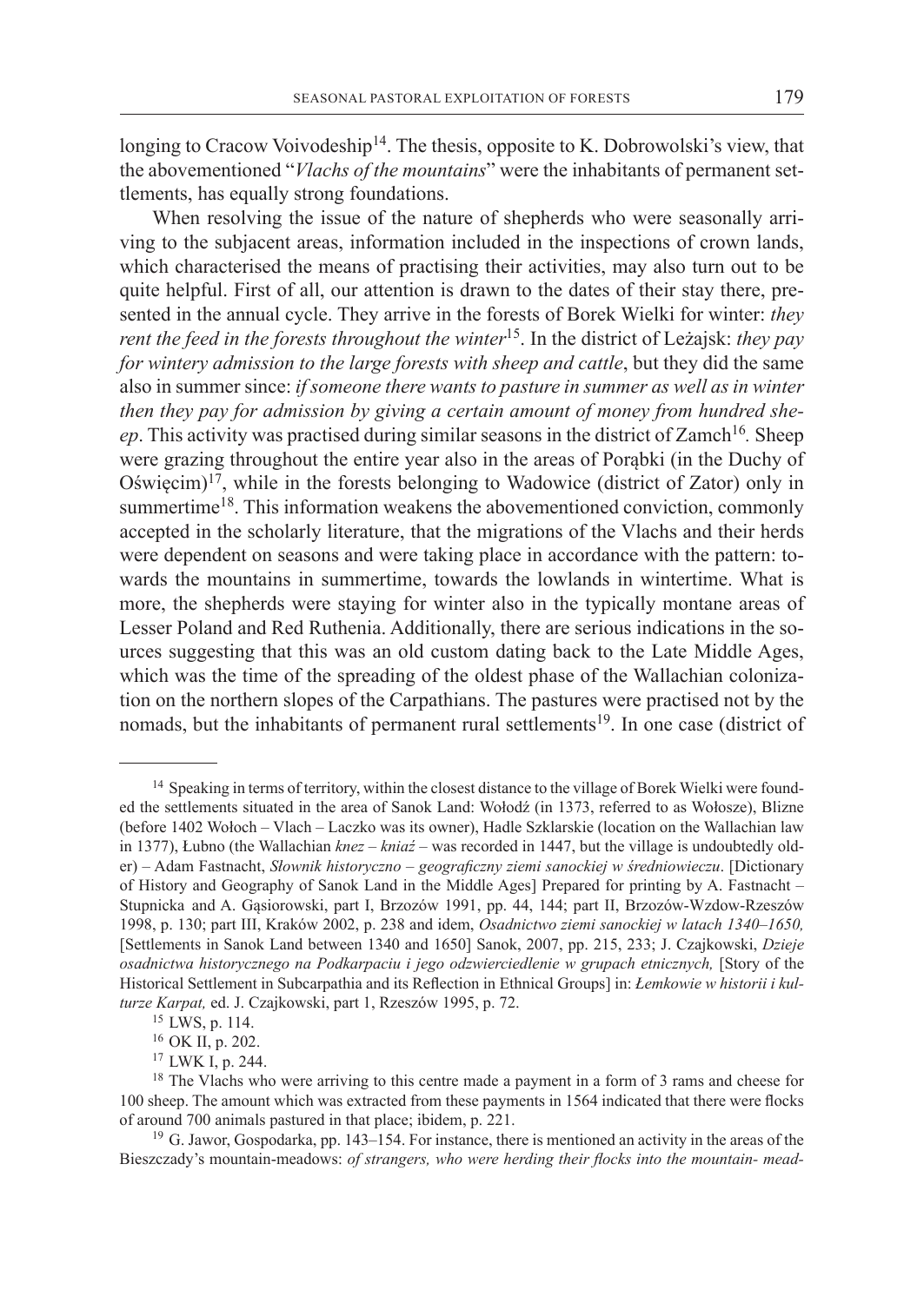longing to Cracow Voivodeship[14]. The thesis, opposite to K. Dobrowolski's view, that the abovementioned "*Vlachs of the mountains*" were the inhabitants of permanent settlements, has equally strong foundations.

When resolving the issue of the nature of shepherds who were seasonally arriving to the subjacent areas, information included in the inspections of crown lands, which characterised the means of practising their activities, may also turn out to be quite helpful. First of all, our attention is drawn to the dates of their stay there, presented in the annual cycle. They arrive in the forests of Borek Wielki for winter: *they rent the feed in the forests throughout the winter*[15]. In the district of Leżajsk: *they pay for wintery admission to the large forests with sheep and cattle*, but they did the same also in summer since: *if someone there wants to pasture in summer as well as in winter then they pay for admission by giving a certain amount of money from hundred sheep*. This activity was practised during similar seasons in the district of Zamch[16]. Sheep were grazing throughout the entire year also in the areas of Porąbki (in the Duchy of Oświęcim)[17], while in the forests belonging to Wadowice (district of Zator) only in summertime[18]. This information weakens the abovementioned conviction, commonly accepted in the scholarly literature, that the migrations of the Vlachs and their herds were dependent on seasons and were taking place in accordance with the pattern: towards the mountains in summertime, towards the lowlands in wintertime. What is more, the shepherds were staying for winter also in the typically montane areas of Lesser Poland and Red Ruthenia. Additionally, there are serious indications in the sources suggesting that this was an old custom dating back to the Late Middle Ages, which was the time of the spreading of the oldest phase of the Wallachian colonization on the northern slopes of the Carpathians. The pastures were practised not by the nomads, but the inhabitants of permanent rural settlements[19]. In one case (district of

---

[14] Speaking in terms of territory, within the closest distance to the village of Borek Wielki were founded the settlements situated in the area of Sanok Land: Wołodź (in 1373, referred to as Wołosze), Blizne (before 1402 Wołoch – Vlach – Laczko was its owner), Hadle Szklarskie (location on the Wallachian law in 1377), Łubno (the Wallachian *knez – kniaź* – was recorded in 1447, but the village is undoubtedly older) – Adam Fastnacht, *Słownik historyczno – geograficzny ziemi sanockiej w średniowieczu*. [Dictionary of History and Geography of Sanok Land in the Middle Ages] Prepared for printing by A. Fastnacht – Stupnicka and A. Gąsiorowski, part I, Brzozów 1991, pp. 44, 144; part II, Brzozów-Wzdow-Rzeszów 1998, p. 130; part III, Kraków 2002, p. 238 and idem, *Osadnictwo ziemi sanockiej w latach 1340–1650,* [Settlements in Sanok Land between 1340 and 1650] Sanok, 2007, pp. 215, 233; J. Czajkowski, *Dzieje osadnictwa historycznego na Podkarpaciu i jego odzwierciedlenie w grupach etnicznych,* [Story of the Historical Settlement in Subcarpathia and its Reflection in Ethnical Groups] in: *Łemkowie w historii i kulturze Karpat,* ed. J. Czajkowski, part 1, Rzeszów 1995, p. 72.

[15] LWS, p. 114.

[16] OK II, p. 202.

[17] LWK I, p. 244.

[18] The Vlachs who were arriving to this centre made a payment in a form of 3 rams and cheese for 100 sheep. The amount which was extracted from these payments in 1564 indicated that there were flocks of around 700 animals pastured in that place; ibidem, p. 221.

[19] G. Jawor, Gospodarka, pp. 143–154. For instance, there is mentioned an activity in the areas of the Bieszczady's mountain-meadows: *of strangers, who were herding their flocks into the mountain- mead-*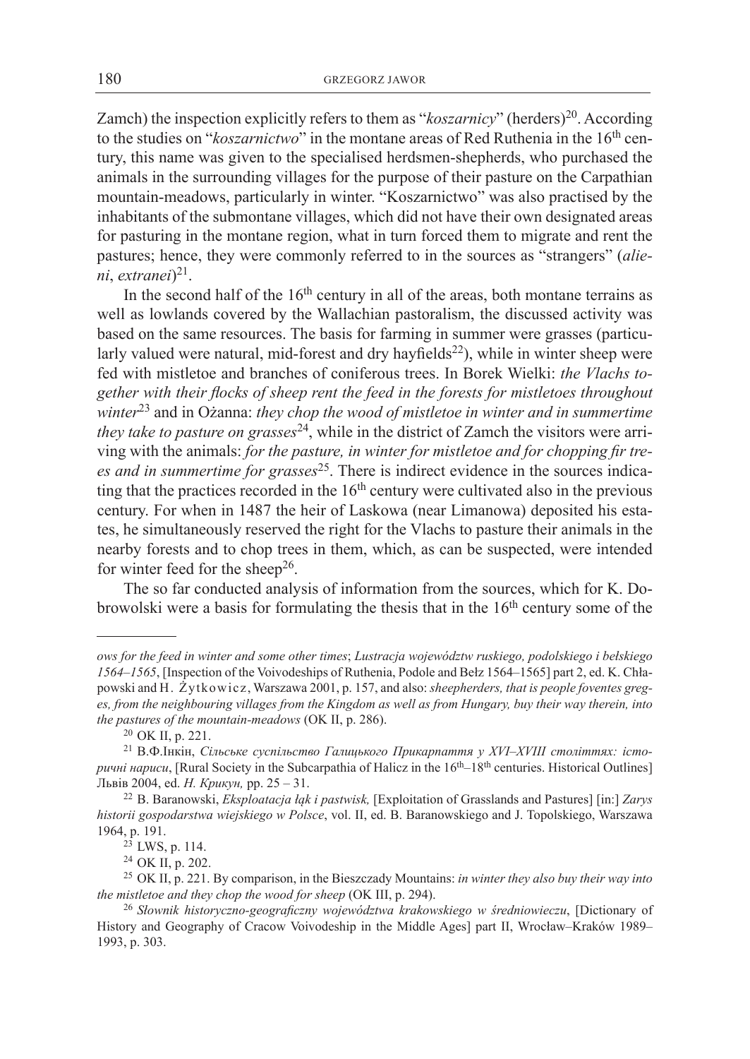Zamch) the inspection explicitly refers to them as "*koszarnicy*" (herders)[20]. According to the studies on "*koszarnictwo*" in the montane areas of Red Ruthenia in the 16th century, this name was given to the specialised herdsmen-shepherds, who purchased the animals in the surrounding villages for the purpose of their pasture on the Carpathian mountain-meadows, particularly in winter. "Koszarnictwo" was also practised by the inhabitants of the submontane villages, which did not have their own designated areas for pasturing in the montane region, what in turn forced them to migrate and rent the pastures; hence, they were commonly referred to in the sources as "strangers" (*alieni*, *extranei*)[21].

In the second half of the 16th century in all of the areas, both montane terrains as well as lowlands covered by the Wallachian pastoralism, the discussed activity was based on the same resources. The basis for farming in summer were grasses (particularly valued were natural, mid-forest and dry hayfields[22]), while in winter sheep were fed with mistletoe and branches of coniferous trees. In Borek Wielki: *the Vlachs together with their flocks of sheep rent the feed in the forests for mistletoes throughout winter*[23] and in Ożanna: *they chop the wood of mistletoe in winter and in summertime they take to pasture on grasses*[24], while in the district of Zamch the visitors were arriving with the animals: *for the pasture, in winter for mistletoe and for chopping fir trees and in summertime for grasses*[25]. There is indirect evidence in the sources indicating that the practices recorded in the 16th century were cultivated also in the previous century. For when in 1487 the heir of Laskowa (near Limanowa) deposited his estates, he simultaneously reserved the right for the Vlachs to pasture their animals in the nearby forests and to chop trees in them, which, as can be suspected, were intended for winter feed for the sheep[26].

The so far conducted analysis of information from the sources, which for K. Dobrowolski were a basis for formulating the thesis that in the 16th century some of the

---

*ows for the feed in winter and some other times*; *Lustracja województw ruskiego, podolskiego i bełskiego 1564–1565*, [Inspection of the Voivodeships of Ruthenia, Podole and Bełz 1564–1565] part 2, ed. K. Chłapowski and H. Żytkowicz, Warszawa 2001, p. 157, and also: *sheepherders, that is people fo­ventes greges, from the neighbouring villages from the Kingdom as well as from Hungary, buy their way therein, into the pastures of the mountain-meadows* (OK II, p. 286).

[20] OK II, p. 221.

[21] В.Ф.Інкін, *Сільське суспільство Галицького Прикарпаття у XVI–XVIII століттях: історичні нариси*, [Rural Society in the Subcarpathia of Halicz in the 16th–18th centuries. Historical Outlines] Львів 2004, ed. *Н. Крикун,* pp. 25 – 31.

[22] B. Baranowski, *Eksploatacja łąk i pastwisk,* [Exploitation of Grasslands and Pastures] [in:] *Zarys historii gospodarstwa wiejskiego w Polsce*, vol. II, ed. B. Baranowskiego and J. Topolskiego, Warszawa 1964, p. 191.

[23] LWS, p. 114.

[24] OK II, p. 202.

[25] OK II, p. 221. By comparison, in the Bieszczady Mountains: *in winter they also buy their way into the mistletoe and they chop the wood for sheep* (OK III, p. 294).

[26] *Słownik historyczno-geograficzny województwa krakowskiego w średniowieczu*, [Dictionary of History and Geography of Cracow Voivodeship in the Middle Ages] part II, Wrocław–Kraków 1989–1993, p. 303.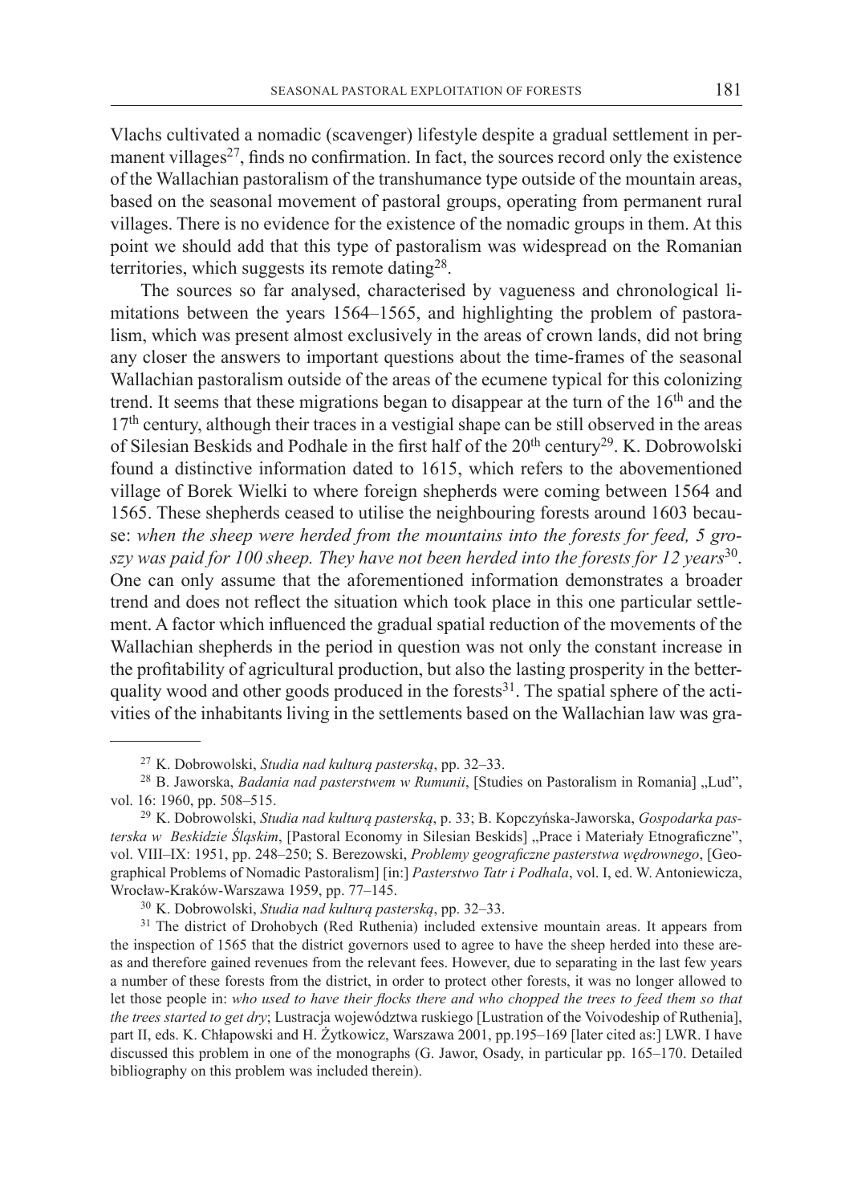Vlachs cultivated a nomadic (scavenger) lifestyle despite a gradual settlement in permanent villages[27], finds no confirmation. In fact, the sources record only the existence of the Wallachian pastoralism of the transhumance type outside of the mountain areas, based on the seasonal movement of pastoral groups, operating from permanent rural villages. There is no evidence for the existence of the nomadic groups in them. At this point we should add that this type of pastoralism was widespread on the Romanian territories, which suggests its remote dating[28].

The sources so far analysed, characterised by vagueness and chronological limitations between the years 1564–1565, and highlighting the problem of pastoralism, which was present almost exclusively in the areas of crown lands, did not bring any closer the answers to important questions about the time-frames of the seasonal Wallachian pastoralism outside of the areas of the ecumene typical for this colonizing trend. It seems that these migrations began to disappear at the turn of the 16th and the 17th century, although their traces in a vestigial shape can be still observed in the areas of Silesian Beskids and Podhale in the first half of the 20th century[29]. K. Dobrowolski found a distinctive information dated to 1615, which refers to the abovementioned village of Borek Wielki to where foreign shepherds were coming between 1564 and 1565. These shepherds ceased to utilise the neighbouring forests around 1603 because: *when the sheep were herded from the mountains into the forests for feed, 5 groszy was paid for 100 sheep. They have not been herded into the forests for 12 years*[30]. One can only assume that the aforementioned information demonstrates a broader trend and does not reflect the situation which took place in this one particular settlement. A factor which influenced the gradual spatial reduction of the movements of the Wallachian shepherds in the period in question was not only the constant increase in the profitability of agricultural production, but also the lasting prosperity in the better-quality wood and other goods produced in the forests[31]. The spatial sphere of the activities of the inhabitants living in the settlements based on the Wallachian law was gra-

---

[27] K. Dobrowolski, *Studia nad kulturą pasterską*, pp. 32–33.

[28] B. Jaworska, *Badania nad pasterstwem w Rumunii*, [Studies on Pastoralism in Romania] „Lud", vol. 16: 1960, pp. 508–515.

[29] K. Dobrowolski, *Studia nad kulturą pasterską*, p. 33; B. Kopczyńska-Jaworska, *Gospodarka pasterska w Beskidzie Śląskim*, [Pastoral Economy in Silesian Beskids] „Prace i Materiały Etnograficzne", vol. VIII–IX: 1951, pp. 248–250; S. Berezowski, *Problemy geograficzne pasterstwa wędrownego*, [Geographical Problems of Nomadic Pastoralism] [in:] *Pasterstwo Tatr i Podhala*, vol. I, ed. W. Antoniewicza, Wrocław-Kraków-Warszawa 1959, pp. 77–145.

[30] K. Dobrowolski, *Studia nad kulturą pasterską*, pp. 32–33.

[31] The district of Drohobych (Red Ruthenia) included extensive mountain areas. It appears from the inspection of 1565 that the district governors used to agree to have the sheep herded into these areas and therefore gained revenues from the relevant fees. However, due to separating in the last few years a number of these forests from the district, in order to protect other forests, it was no longer allowed to let those people in: *who used to have their flocks there and who chopped the trees to feed them so that the trees started to get dry*; Lustracja województwa ruskiego [Lustration of the Voivodeship of Ruthenia], part II, eds. K. Chłapowski and H. Żytkowicz, Warszawa 2001, pp.195–169 [later cited as:] LWR. I have discussed this problem in one of the monographs (G. Jawor, Osady, in particular pp. 165–170. Detailed bibliography on this problem was included therein).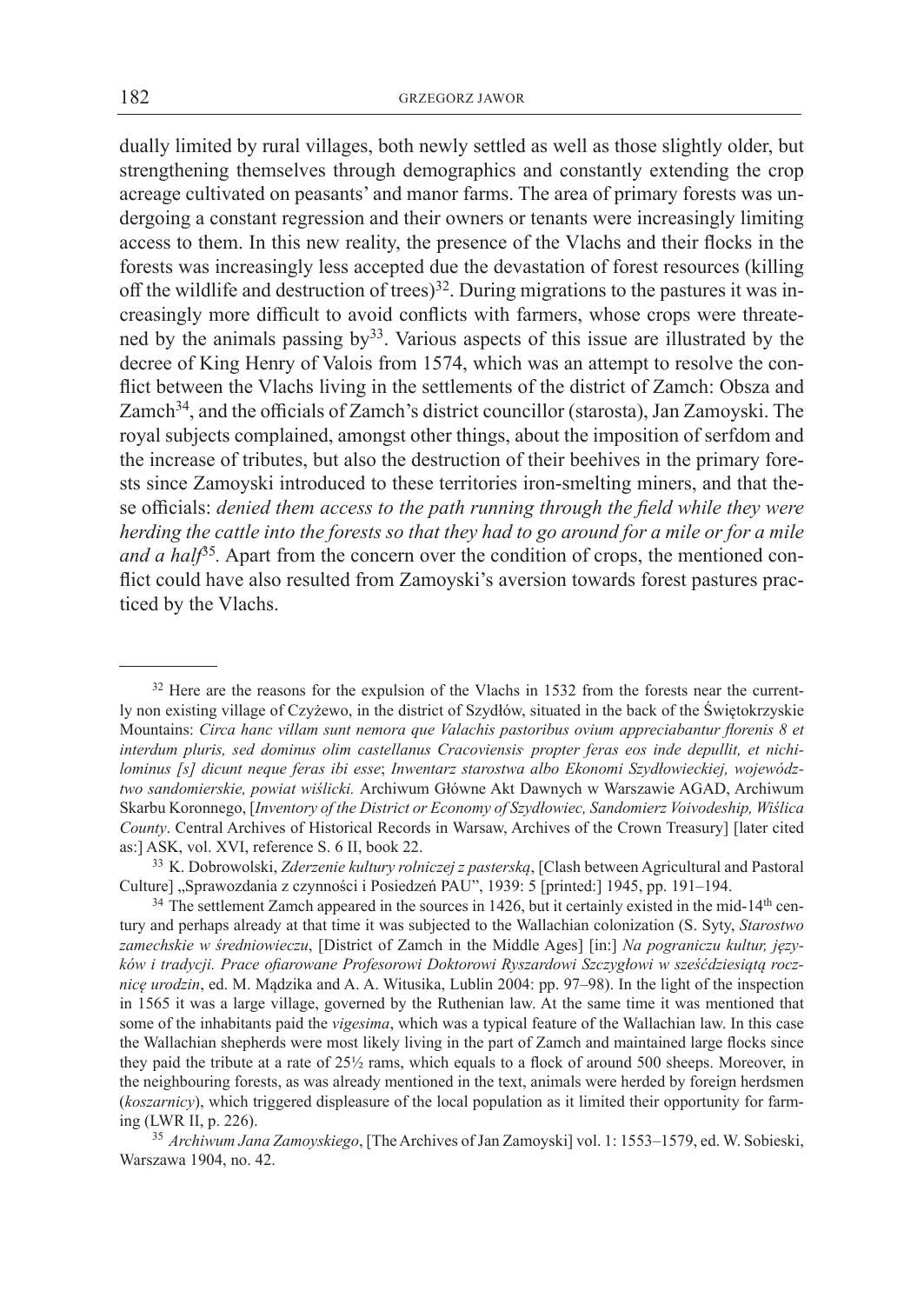dually limited by rural villages, both newly settled as well as those slightly older, but strengthening themselves through demographics and constantly extending the crop acreage cultivated on peasants' and manor farms. The area of primary forests was undergoing a constant regression and their owners or tenants were increasingly limiting access to them. In this new reality, the presence of the Vlachs and their flocks in the forests was increasingly less accepted due the devastation of forest resources (killing off the wildlife and destruction of trees)[32]. During migrations to the pastures it was increasingly more difficult to avoid conflicts with farmers, whose crops were threatened by the animals passing by[33]. Various aspects of this issue are illustrated by the decree of King Henry of Valois from 1574, which was an attempt to resolve the conflict between the Vlachs living in the settlements of the district of Zamch: Obsza and Zamch[34], and the officials of Zamch's district councillor (starosta), Jan Zamoyski. The royal subjects complained, amongst other things, about the imposition of serfdom and the increase of tributes, but also the destruction of their beehives in the primary forests since Zamoyski introduced to these territories iron-smelting miners, and that these officials: *denied them access to the path running through the field while they were herding the cattle into the forests so that they had to go around for a mile or for a mile and a half*[35]. Apart from the concern over the condition of crops, the mentioned conflict could have also resulted from Zamoyski's aversion towards forest pastures practiced by the Vlachs.

---

[32] Here are the reasons for the expulsion of the Vlachs in 1532 from the forests near the currently non existing village of Czyżewo, in the district of Szydłów, situated in the back of the Świętokrzyskie Mountains: *Circa hanc villam sunt nemora que Valachis pastoribus ovium appreciabantur florenis 8 et interdum pluris, sed dominus olim castellanus Cracoviensis propter feras eos inde depullit, et nichilominus [s] dicunt neque feras ibi esse*; *Inwentarz starostwa albo Ekonomi Szydłowieckiej, województwo sandomierskie, powiat wiślicki.* Archiwum Główne Akt Dawnych w Warszawie AGAD, Archiwum Skarbu Koronnego, [*Inventory of the District or Economy of Szydłowiec, Sandomierz Voivodeship, Wiślica County*. Central Archives of Historical Records in Warsaw, Archives of the Crown Treasury] [later cited as:] ASK, vol. XVI, reference S. 6 II, book 22.

[33] K. Dobrowolski, *Zderzenie kultury rolniczej z pasterską*, [Clash between Agricultural and Pastoral Culture] „Sprawozdania z czynności i Posiedzeń PAU", 1939: 5 [printed:] 1945, pp. 191–194.

[34] The settlement Zamch appeared in the sources in 1426, but it certainly existed in the mid-14th century and perhaps already at that time it was subjected to the Wallachian colonization (S. Syty, *Starostwo zamechskie w średniowieczu*, [District of Zamch in the Middle Ages] [in:] *Na pograniczu kultur, języków i tradycji. Prace ofiarowane Profesorowi Doktorowi Ryszardowi Szczygłowi w sześćdziesiątą rocznicę urodzin*, ed. M. Mądzika and A. A. Witusika, Lublin 2004: pp. 97–98). In the light of the inspection in 1565 it was a large village, governed by the Ruthenian law. At the same time it was mentioned that some of the inhabitants paid the *vigesima*, which was a typical feature of the Wallachian law. In this case the Wallachian shepherds were most likely living in the part of Zamch and maintained large flocks since they paid the tribute at a rate of 25½ rams, which equals to a flock of around 500 sheeps. Moreover, in the neighbouring forests, as was already mentioned in the text, animals were herded by foreign herdsmen (*koszarnicy*), which triggered displeasure of the local population as it limited their opportunity for farming (LWR II, p. 226).

[35] *Archiwum Jana Zamoyskiego*, [The Archives of Jan Zamoyski] vol. 1: 1553–1579, ed. W. Sobieski, Warszawa 1904, no. 42.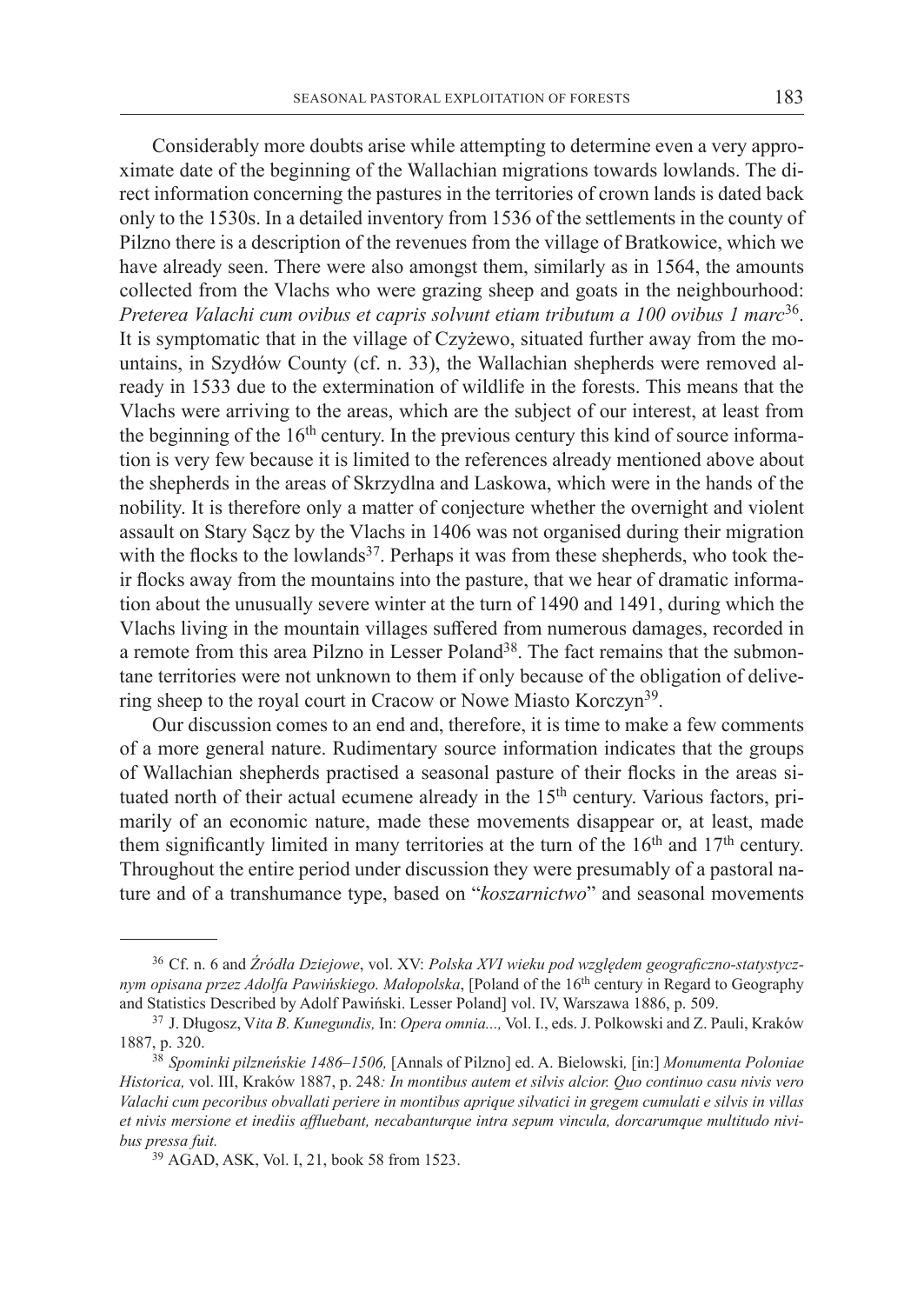Considerably more doubts arise while attempting to determine even a very approximate date of the beginning of the Wallachian migrations towards lowlands. The direct information concerning the pastures in the territories of crown lands is dated back only to the 1530s. In a detailed inventory from 1536 of the settlements in the county of Pilzno there is a description of the revenues from the village of Bratkowice, which we have already seen. There were also amongst them, similarly as in 1564, the amounts collected from the Vlachs who were grazing sheep and goats in the neighbourhood: *Preterea Valachi cum ovibus et capris solvunt etiam tributum a 100 ovibus 1 marc*[36]. It is symptomatic that in the village of Czyżewo, situated further away from the mountains, in Szydłów County (cf. n. 33), the Wallachian shepherds were removed already in 1533 due to the extermination of wildlife in the forests. This means that the Vlachs were arriving to the areas, which are the subject of our interest, at least from the beginning of the 16th century. In the previous century this kind of source information is very few because it is limited to the references already mentioned above about the shepherds in the areas of Skrzydlna and Laskowa, which were in the hands of the nobility. It is therefore only a matter of conjecture whether the overnight and violent assault on Stary Sącz by the Vlachs in 1406 was not organised during their migration with the flocks to the lowlands[37]. Perhaps it was from these shepherds, who took their flocks away from the mountains into the pasture, that we hear of dramatic information about the unusually severe winter at the turn of 1490 and 1491, during which the Vlachs living in the mountain villages suffered from numerous damages, recorded in a remote from this area Pilzno in Lesser Poland[38]. The fact remains that the submontane territories were not unknown to them if only because of the obligation of delivering sheep to the royal court in Cracow or Nowe Miasto Korczyn[39].

Our discussion comes to an end and, therefore, it is time to make a few comments of a more general nature. Rudimentary source information indicates that the groups of Wallachian shepherds practised a seasonal pasture of their flocks in the areas situated north of their actual ecumene already in the 15th century. Various factors, primarily of an economic nature, made these movements disappear or, at least, made them significantly limited in many territories at the turn of the 16th and 17th century. Throughout the entire period under discussion they were presumably of a pastoral nature and of a transhumance type, based on "*koszarnictwo*" and seasonal movements

---

[36] Cf. n. 6 and *Źródła Dziejowe*, vol. XV: *Polska XVI wieku pod względem geograficzno-statystycznym opisana przez Adolfa Pawińskiego. Małopolska*, [Poland of the 16th century in Regard to Geography and Statistics Described by Adolf Pawiński. Lesser Poland] vol. IV, Warszawa 1886, p. 509.

[37] J. Długosz, V*ita B. Kunegundis,* In: *Opera omnia...,* Vol. I., eds. J. Polkowski and Z. Pauli, Kraków 1887, p. 320.

[38] *Spominki pilzneńskie 1486–1506,* [Annals of Pilzno] ed. A. Bielowski*,* [in:] *Monumenta Poloniae Historica,* vol. III, Kraków 1887, p. 248*: In montibus autem et silvis alcior. Quo continuo casu nivis vero Valachi cum pecoribus obvallati periere in montibus aprique silvatici in gregem cumulati e silvis in villas et nivis mersione et inediis affluebant, necabanturque intra sepum vincula, dorcarumque multitudo nivibus pressa fuit.*

[39] AGAD, ASK, Vol. I, 21, book 58 from 1523.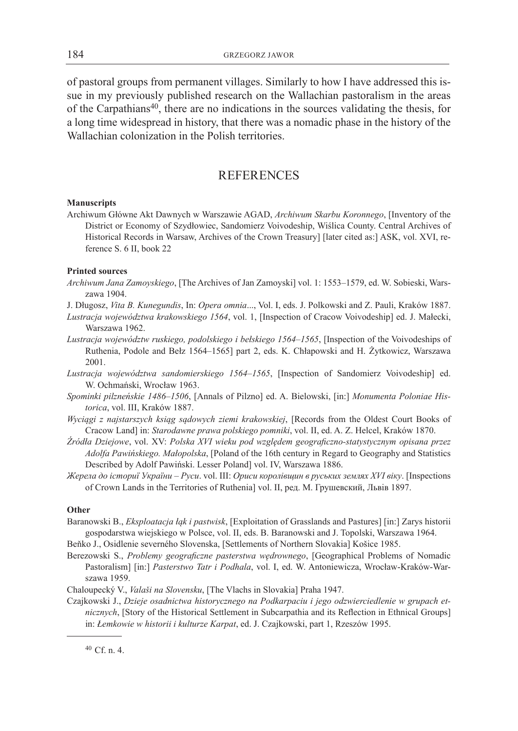of pastoral groups from permanent villages. Similarly to how I have addressed this issue in my previously published research on the Wallachian pastoralism in the areas of the Carpathians[40], there are no indications in the sources validating the thesis, for a long time widespread in history, that there was a nomadic phase in the history of the Wallachian colonization in the Polish territories.

## REFERENCES

**Manuscripts**

Archiwum Główne Akt Dawnych w Warszawie AGAD, *Archiwum Skarbu Koronnego*, [Inventory of the District or Economy of Szydłowiec, Sandomierz Voivodeship, Wiślica County. Central Archives of Historical Records in Warsaw, Archives of the Crown Treasury] [later cited as:] ASK, vol. XVI, reference S. 6 II, book 22

**Printed sources**

*Archiwum Jana Zamoyskiego*, [The Archives of Jan Zamoyski] vol. 1: 1553–1579, ed. W. Sobieski, Warszawa 1904.

J. Długosz, *Vita B. Kunegundis*, In: *Opera omnia*..., Vol. I, eds. J. Polkowski and Z. Pauli, Kraków 1887.

*Lustracja województwa krakowskiego 1564*, vol. 1, [Inspection of Cracow Voivodeship] ed. J. Małecki, Warszawa 1962.

*Lustracja województw ruskiego, podolskiego i bełskiego 1564–1565*, [Inspection of the Voivodeships of Ruthenia, Podole and Bełz 1564–1565] part 2, eds. K. Chłapowski and H. Żytkowicz, Warszawa 2001.

*Lustracja województwa sandomierskiego 1564–1565*, [Inspection of Sandomierz Voivodeship] ed. W. Ochmański, Wrocław 1963.

*Spominki pilzneńskie 1486–1506*, [Annals of Pilzno] ed. A. Bielowski, [in:] *Monumenta Poloniae Historica*, vol. III, Kraków 1887.

*Wyciągi z najstarszych ksiąg sądowych ziemi krakowskiej*, [Records from the Oldest Court Books of Cracow Land] in: *Starodawne prawa polskiego pomniki*, vol. II, ed. A. Z. Helcel, Kraków 1870.

*Źródła Dziejowe*, vol. XV: *Polska XVI wieku pod względem geograficzno-statystycznym opisana przez Adolfa Pawińskiego. Małopolska*, [Poland of the 16th century in Regard to Geography and Statistics Described by Adolf Pawiński. Lesser Poland] vol. IV, Warszawa 1886.

*Жерела до історії України – Руси*. vol. III: *Ориси королівщин в руських землях XVI віку*. [Inspections of Crown Lands in the Territories of Ruthenia] vol. II, ред. М. Грушевский, Львів 1897.

**Other**

Baranowski B., *Eksploatacja łąk i pastwisk*, [Exploitation of Grasslands and Pastures] [in:] Zarys historii gospodarstwa wiejskiego w Polsce, vol. II, eds. B. Baranowski and J. Topolski, Warszawa 1964.

Beňko J., Osidlenie severného Slovenska, [Settlements of Northern Slovakia] Košice 1985.

Berezowski S., *Problemy geograficzne pasterstwa wędrownego*, [Geographical Problems of Nomadic Pastoralism] [in:] *Pasterstwo Tatr i Podhala*, vol. I, ed. W. Antoniewicza, Wrocław-Kraków-Warszawa 1959.

Chaloupecký V., *Valaši na Slovensku*, [The Vlachs in Slovakia] Praha 1947.

Czajkowski J., *Dzieje osadnictwa historycznego na Podkarpaciu i jego odzwierciedlenie w grupach etnicznych*, [Story of the Historical Settlement in Subcarpathia and its Reflection in Ethnical Groups] in: *Łemkowie w historii i kulturze Karpat*, ed. J. Czajkowski, part 1, Rzeszów 1995.

[40] Cf. n. 4.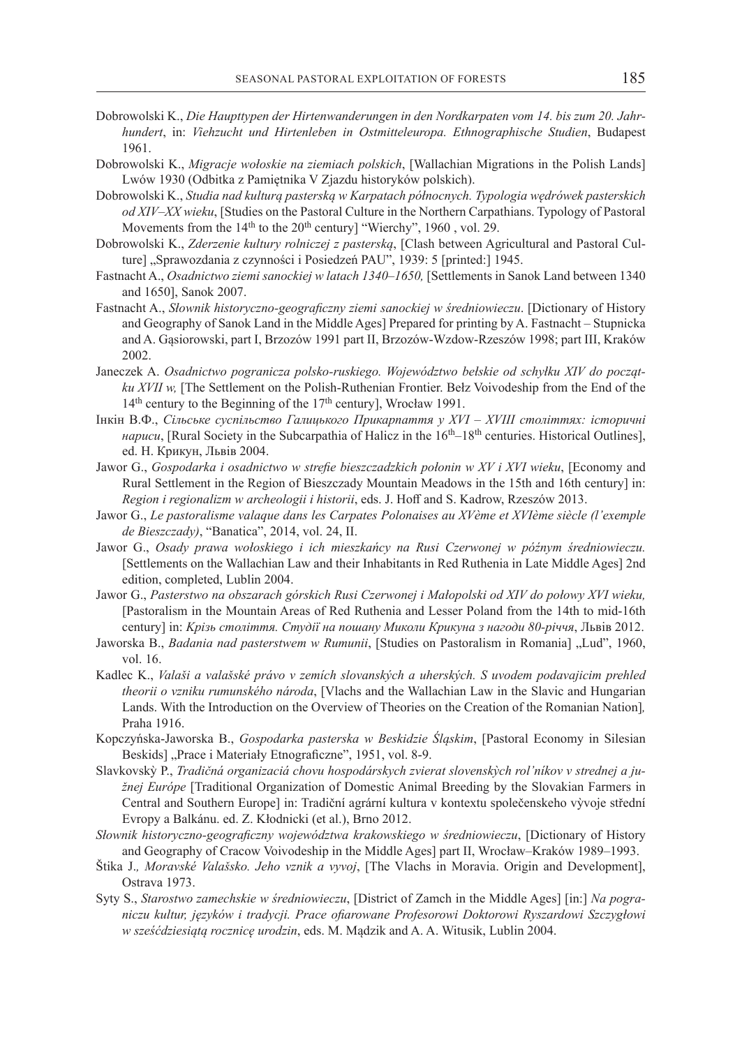Dobrowolski K., *Die Haupttypen der Hirtenwanderungen in den Nordkarpaten vom 14. bis zum 20. Jahrhundert*, in: *Viehzucht und Hirtenleben in Ostmitteleuropa. Ethnographische Studien*, Budapest 1961.

Dobrowolski K., *Migracje wołoskie na ziemiach polskich*, [Wallachian Migrations in the Polish Lands] Lwów 1930 (Odbitka z Pamiętnika V Zjazdu historyków polskich).

Dobrowolski K., *Studia nad kulturą pasterską w Karpatach północnych. Typologia wędrówek pasterskich od XIV–XX wieku*, [Studies on the Pastoral Culture in the Northern Carpathians. Typology of Pastoral Movements from the 14th to the 20th century] "Wierchy", 1960 , vol. 29.

Dobrowolski K., *Zderzenie kultury rolniczej z pasterską*, [Clash between Agricultural and Pastoral Culture] „Sprawozdania z czynności i Posiedzeń PAU", 1939: 5 [printed:] 1945.

Fastnacht A., *Osadnictwo ziemi sanockiej w latach 1340–1650,* [Settlements in Sanok Land between 1340 and 1650], Sanok 2007.

Fastnacht A., *Słownik historyczno-geograficzny ziemi sanockiej w średniowieczu*. [Dictionary of History and Geography of Sanok Land in the Middle Ages] Prepared for printing by A. Fastnacht – Stupnicka and A. Gąsiorowski, part I, Brzozów 1991 part II, Brzozów-Wzdow-Rzeszów 1998; part III, Kraków 2002.

Janeczek A. *Osadnictwo pogranicza polsko-ruskiego. Województwo bełskie od schyłku XIV do początku XVII w,* [The Settlement on the Polish-Ruthenian Frontier. Bełz Voivodeship from the End of the 14th century to the Beginning of the 17th century], Wrocław 1991.

Інкін В.Ф., *Сільське суспільство Галицького Прикарпаття у XVI – XVIII століттях: історичні нариси*, [Rural Society in the Subcarpathia of Halicz in the 16th–18th centuries. Historical Outlines], ed. Н. Крикун, Львів 2004.

Jawor G., *Gospodarka i osadnictwo w strefie bieszczadzkich połonin w XV i XVI wieku*, [Economy and Rural Settlement in the Region of Bieszczady Mountain Meadows in the 15th and 16th century] in: *Region i regionalizm w archeologii i historii*, eds. J. Hoff and S. Kadrow, Rzeszów 2013.

Jawor G., *Le pastoralisme valaque dans les Carpates Polonaises au XVème et XVIème siècle (l'exemple de Bieszczady)*, "Banatica", 2014, vol. 24, II.

Jawor G., *Osady prawa wołoskiego i ich mieszkańcy na Rusi Czerwonej w późnym średniowieczu.* [Settlements on the Wallachian Law and their Inhabitants in Red Ruthenia in Late Middle Ages] 2nd edition, completed, Lublin 2004.

Jawor G., *Pasterstwo na obszarach górskich Rusi Czerwonej i Małopolski od XIV do połowy XVI wieku,* [Pastoralism in the Mountain Areas of Red Ruthenia and Lesser Poland from the 14th to mid-16th century] in: *Крізь століття. Студії на пошану Миколи Крикуна з нагоди 80-річчя*, Львів 2012.

Jaworska B., *Badania nad pasterstwem w Rumunii*, [Studies on Pastoralism in Romania] „Lud", 1960, vol. 16.

Kadlec K., *Valaši a valašské právo v zemích slovanských a uherských. S uvodem podavajicim prehled theorii o vzniku rumunského národa*, [Vlachs and the Wallachian Law in the Slavic and Hungarian Lands. With the Introduction on the Overview of Theories on the Creation of the Romanian Nation]*,* Praha 1916.

Kopczyńska-Jaworska B., *Gospodarka pasterska w Beskidzie Śląskim*, [Pastoral Economy in Silesian Beskids] „Prace i Materiały Etnograficzne", 1951, vol. 8-9.

Slavkovskỳ P., *Tradičná organizaciá chovu hospodárskych zvierat slovenskỳch roľníkov v strednej a južnej Európe* [Traditional Organization of Domestic Animal Breeding by the Slovakian Farmers in Central and Southern Europe] in: Tradiční agrární kultura v kontextu společenskeho vỳvoje střední Evropy a Balkánu. ed. Z. Kłodnicki (et al.), Brno 2012.

*Słownik historyczno-geograficzny województwa krakowskiego w średniowieczu*, [Dictionary of History and Geography of Cracow Voivodeship in the Middle Ages] part II, Wrocław–Kraków 1989–1993.

Štika J*., Moravské Valašsko. Jeho vznik a vyvoj*, [The Vlachs in Moravia. Origin and Development], Ostrava 1973.

Syty S., *Starostwo zamechskie w średniowieczu*, [District of Zamch in the Middle Ages] [in:] *Na pograniczu kultur, języków i tradycji. Prace ofiarowane Profesorowi Doktorowi Ryszardowi Szczygłowi w sześćdziesiątą rocznicę urodzin*, eds. M. Mądzik and A. A. Witusik, Lublin 2004.